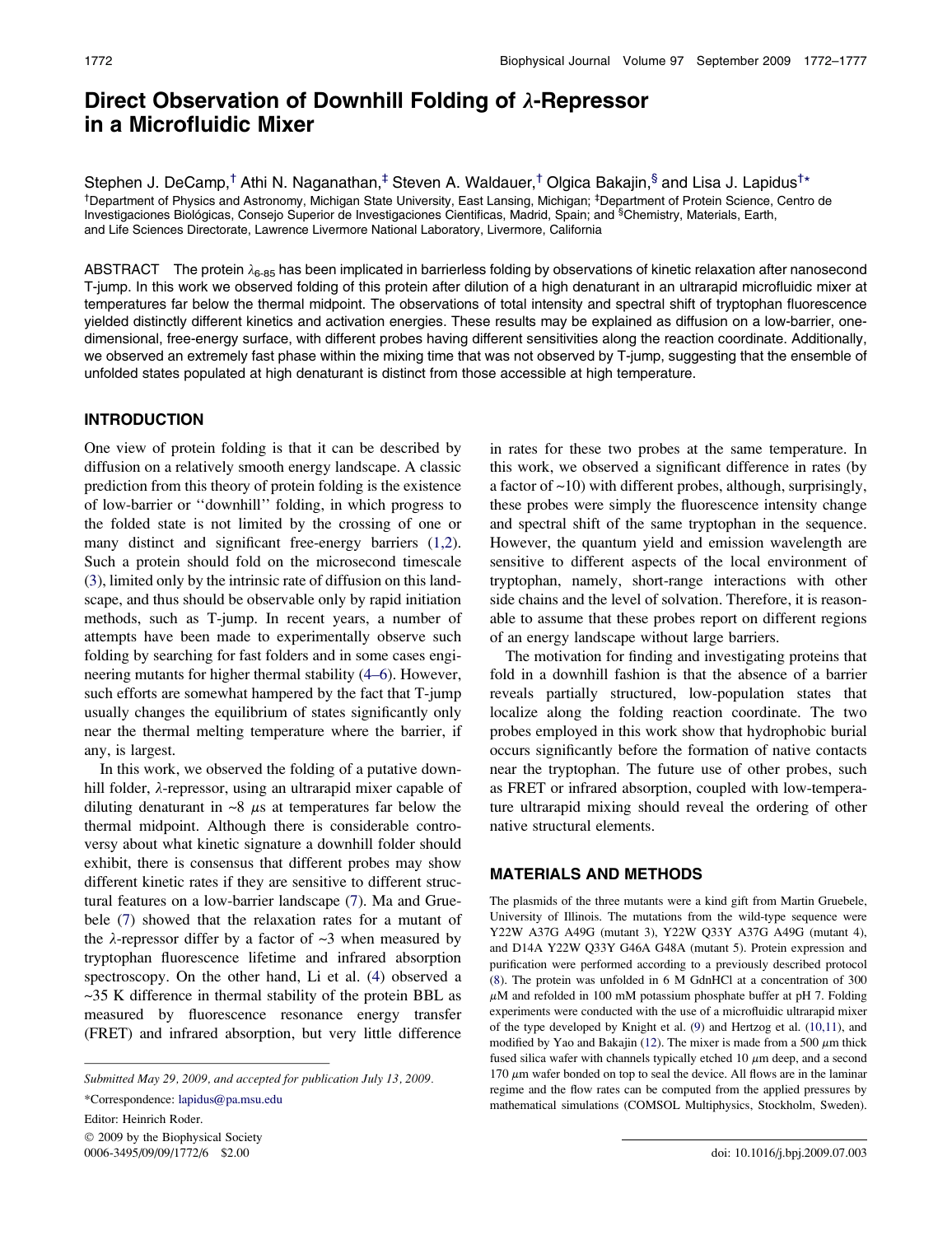# Direct Observation of Downhill Folding of $\lambda$-Repressor in a Microfluidic Mixer

Stephen J. DeCamp,[†] Athi N. Naganathan,[‡] Steven A. Waldauer,[†] Olgica Bakajin,[§] and Lisa J. Lapidus[†]*

[†]Department of Physics and Astronomy, Michigan State University, East Lansing, Michigan; [‡]Department of Protein Science, Centro de Investigaciones Biológicas, Consejo Superior de Investigaciones Cientificas, Madrid, Spain; and [§]Chemistry, Materials, Earth, and Life Sciences Directorate, Lawrence Livermore National Laboratory, Livermore, California

ABSTRACT The protein $\lambda_{6\text{-}85}$ has been implicated in barrierless folding by observations of kinetic relaxation after nanosecond T-jump. In this work we observed folding of this protein after dilution of a high denaturant in an ultrarapid microfluidic mixer at temperatures far below the thermal midpoint. The observations of total intensity and spectral shift of tryptophan fluorescence yielded distinctly different kinetics and activation energies. These results may be explained as diffusion on a low-barrier, one-dimensional, free-energy surface, with different probes having different sensitivities along the reaction coordinate. Additionally, we observed an extremely fast phase within the mixing time that was not observed by T-jump, suggesting that the ensemble of unfolded states populated at high denaturant is distinct from those accessible at high temperature.

## INTRODUCTION

One view of protein folding is that it can be described by diffusion on a relatively smooth energy landscape. A classic prediction from this theory of protein folding is the existence of low-barrier or ''downhill'' folding, in which progress to the folded state is not limited by the crossing of one or many distinct and significant free-energy barriers (1,2). Such a protein should fold on the microsecond timescale (3), limited only by the intrinsic rate of diffusion on this landscape, and thus should be observable only by rapid initiation methods, such as T-jump. In recent years, a number of attempts have been made to experimentally observe such folding by searching for fast folders and in some cases engineering mutants for higher thermal stability (4–6). However, such efforts are somewhat hampered by the fact that T-jump usually changes the equilibrium of states significantly only near the thermal melting temperature where the barrier, if any, is largest.

In this work, we observed the folding of a putative downhill folder, $\lambda$-repressor, using an ultrarapid mixer capable of diluting denaturant in ~8 $\mu$s at temperatures far below the thermal midpoint. Although there is considerable controversy about what kinetic signature a downhill folder should exhibit, there is consensus that different probes may show different kinetic rates if they are sensitive to different structural features on a low-barrier landscape (7). Ma and Gruebele (7) showed that the relaxation rates for a mutant of the $\lambda$-repressor differ by a factor of ~3 when measured by tryptophan fluorescence lifetime and infrared absorption spectroscopy. On the other hand, Li et al. (4) observed a ~35 K difference in thermal stability of the protein BBL as measured by fluorescence resonance energy transfer (FRET) and infrared absorption, but very little difference in rates for these two probes at the same temperature. In this work, we observed a significant difference in rates (by a factor of ~10) with different probes, although, surprisingly, these probes were simply the fluorescence intensity change and spectral shift of the same tryptophan in the sequence. However, the quantum yield and emission wavelength are sensitive to different aspects of the local environment of tryptophan, namely, short-range interactions with other side chains and the level of solvation. Therefore, it is reasonable to assume that these probes report on different regions of an energy landscape without large barriers.

The motivation for finding and investigating proteins that fold in a downhill fashion is that the absence of a barrier reveals partially structured, low-population states that localize along the folding reaction coordinate. The two probes employed in this work show that hydrophobic burial occurs significantly before the formation of native contacts near the tryptophan. The future use of other probes, such as FRET or infrared absorption, coupled with low-temperature ultrarapid mixing should reveal the ordering of other native structural elements.

## MATERIALS AND METHODS

The plasmids of the three mutants were a kind gift from Martin Gruebele, University of Illinois. The mutations from the wild-type sequence were Y22W A37G A49G (mutant 3), Y22W Q33Y A37G A49G (mutant 4), and D14A Y22W Q33Y G46A G48A (mutant 5). Protein expression and purification were performed according to a previously described protocol (8). The protein was unfolded in 6 M GdnHCl at a concentration of 300 $\mu$M and refolded in 100 mM potassium phosphate buffer at pH 7. Folding experiments were conducted with the use of a microfluidic ultrarapid mixer of the type developed by Knight et al. (9) and Hertzog et al. (10,11), and modified by Yao and Bakajin (12). The mixer is made from a 500 $\mu$m thick fused silica wafer with channels typically etched 10 $\mu$m deep, and a second 170 $\mu$m wafer bonded on top to seal the device. All flows are in the laminar regime and the flow rates can be computed from the applied pressures by mathematical simulations (COMSOL Multiphysics, Stockholm, Sweden).

Submitted May 29, 2009, and accepted for publication July 13, 2009.

*Correspondence: lapidus@pa.msu.edu

Editor: Heinrich Roder.

© 2009 by the Biophysical Society

0006-3495/09/09/1772/6 $2.00

doi: 10.1016/j.bpj.2009.07.003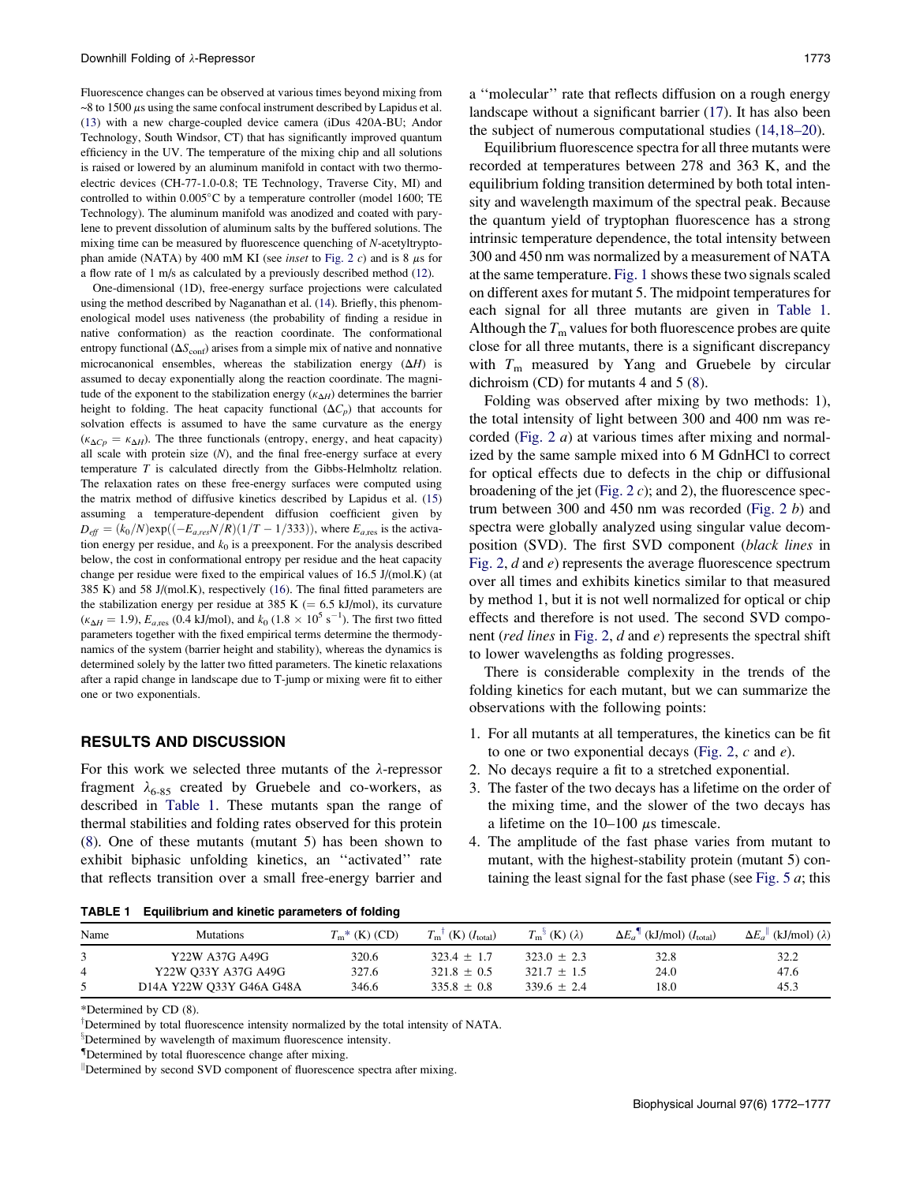Fluorescence changes can be observed at various times beyond mixing from ~8 to 1500 $\mu$s using the same confocal instrument described by Lapidus et al. (13) with a new charge-coupled device camera (iDus 420A-BU; Andor Technology, South Windsor, CT) that has significantly improved quantum efficiency in the UV. The temperature of the mixing chip and all solutions is raised or lowered by an aluminum manifold in contact with two thermoelectric devices (CH-77-1.0-0.8; TE Technology, Traverse City, MI) and controlled to within 0.005°C by a temperature controller (model 1600; TE Technology). The aluminum manifold was anodized and coated with parylene to prevent dissolution of aluminum salts by the buffered solutions. The mixing time can be measured by fluorescence quenching of *N*-acetyltryptophan amide (NATA) by 400 mM KI (see *inset* to Fig. 2 *c*) and is 8 $\mu$s for a flow rate of 1 m/s as calculated by a previously described method (12).

One-dimensional (1D), free-energy surface projections were calculated using the method described by Naganathan et al. (14). Briefly, this phenomenological model uses nativeness (the probability of finding a residue in native conformation) as the reaction coordinate. The conformational entropy functional ($\Delta S_{conf}$) arises from a simple mix of native and nonnative microcanonical ensembles, whereas the stabilization energy ($\Delta H$) is assumed to decay exponentially along the reaction coordinate. The magnitude of the exponent to the stabilization energy ($\kappa_{\Delta H}$) determines the barrier height to folding. The heat capacity functional ($\Delta C_p$) that accounts for solvation effects is assumed to have the same curvature as the energy ($\kappa_{\Delta Cp} = \kappa_{\Delta H}$). The three functionals (entropy, energy, and heat capacity) all scale with protein size ($N$), and the final free-energy surface at every temperature $T$ is calculated directly from the Gibbs-Helmholtz relation. The relaxation rates on these free-energy surfaces were computed using the matrix method of diffusive kinetics described by Lapidus et al. (15) assuming a temperature-dependent diffusion coefficient given by $D_{eff} = (k_0/N)\exp((-E_{a,res}N/R)(1/T - 1/333))$, where $E_{a,res}$ is the activation energy per residue, and $k_0$ is a preexponent. For the analysis described below, the cost in conformational entropy per residue and the heat capacity change per residue were fixed to the empirical values of 16.5 J/(mol.K) (at 385 K) and 58 J/(mol.K), respectively (16). The final fitted parameters are the stabilization energy per residue at 385 K (= 6.5 kJ/mol), its curvature ($\kappa_{\Delta H} = 1.9$), $E_{a,res}$ (0.4 kJ/mol), and $k_0$ ($1.8 \times 10^5$ s$^{-1}$). The first two fitted parameters together with the fixed empirical terms determine the thermodynamics of the system (barrier height and stability), whereas the dynamics is determined solely by the latter two fitted parameters. The kinetic relaxations after a rapid change in landscape due to T-jump or mixing were fit to either one or two exponentials.

## RESULTS AND DISCUSSION

For this work we selected three mutants of the $\lambda$-repressor fragment $\lambda_{6\text{-}85}$ created by Gruebele and co-workers, as described in Table 1. These mutants span the range of thermal stabilities and folding rates observed for this protein (8). One of these mutants (mutant 5) has been shown to exhibit biphasic unfolding kinetics, an ''activated'' rate that reflects transition over a small free-energy barrier and a ''molecular'' rate that reflects diffusion on a rough energy landscape without a significant barrier (17). It has also been the subject of numerous computational studies (14,18–20).

Equilibrium fluorescence spectra for all three mutants were recorded at temperatures between 278 and 363 K, and the equilibrium folding transition determined by both total intensity and wavelength maximum of the spectral peak. Because the quantum yield of tryptophan fluorescence has a strong intrinsic temperature dependence, the total intensity between 300 and 450 nm was normalized by a measurement of NATA at the same temperature. Fig. 1 shows these two signals scaled on different axes for mutant 5. The midpoint temperatures for each signal for all three mutants are given in Table 1. Although the $T_m$ values for both fluorescence probes are quite close for all three mutants, there is a significant discrepancy with $T_m$ measured by Yang and Gruebele by circular dichroism (CD) for mutants 4 and 5 (8).

Folding was observed after mixing by two methods: 1), the total intensity of light between 300 and 400 nm was recorded (Fig. 2 *a*) at various times after mixing and normalized by the same sample mixed into 6 M GdnHCl to correct for optical effects due to defects in the chip or diffusional broadening of the jet (Fig. 2 *c*); and 2), the fluorescence spectrum between 300 and 450 nm was recorded (Fig. 2 *b*) and spectra were globally analyzed using singular value decomposition (SVD). The first SVD component (*black lines* in Fig. 2, *d* and *e*) represents the average fluorescence spectrum over all times and exhibits kinetics similar to that measured by method 1, but it is not well normalized for optical or chip effects and therefore is not used. The second SVD component (*red lines* in Fig. 2, *d* and *e*) represents the spectral shift to lower wavelengths as folding progresses.

There is considerable complexity in the trends of the folding kinetics for each mutant, but we can summarize the observations with the following points:

1. For all mutants at all temperatures, the kinetics can be fit to one or two exponential decays (Fig. 2, *c* and *e*).
2. No decays require a fit to a stretched exponential.
3. The faster of the two decays has a lifetime on the order of the mixing time, and the slower of the two decays has a lifetime on the 10–100 $\mu$s timescale.
4. The amplitude of the fast phase varies from mutant to mutant, with the highest-stability protein (mutant 5) containing the least signal for the fast phase (see Fig. 5 *a*; this

**TABLE 1 Equilibrium and kinetic parameters of folding**

| Name | Mutations | $T_m$* (K) (CD) | $T_m$[†] (K) ($I_{total}$) | $T_m$[§] (K) ($\lambda$) | $\Delta E_a$[¶] (kJ/mol) ($I_{total}$) | $\Delta E_a$[‖] (kJ/mol) ($\lambda$) |
|---|---|---|---|---|---|---|
| 3 | Y22W A37G A49G | 320.6 | 323.4 ± 1.7 | 323.0 ± 2.3 | 32.8 | 32.2 |
| 4 | Y22W Q33Y A37G A49G | 327.6 | 321.8 ± 0.5 | 321.7 ± 1.5 | 24.0 | 47.6 |
| 5 | D14A Y22W Q33Y G46A G48A | 346.6 | 335.8 ± 0.8 | 339.6 ± 2.4 | 18.0 | 45.3 |

*Determined by CD (8).

[†]Determined by total fluorescence intensity normalized by the total intensity of NATA.

[§]Determined by wavelength of maximum fluorescence intensity.

[¶]Determined by total fluorescence change after mixing.

[‖]Determined by second SVD component of fluorescence spectra after mixing.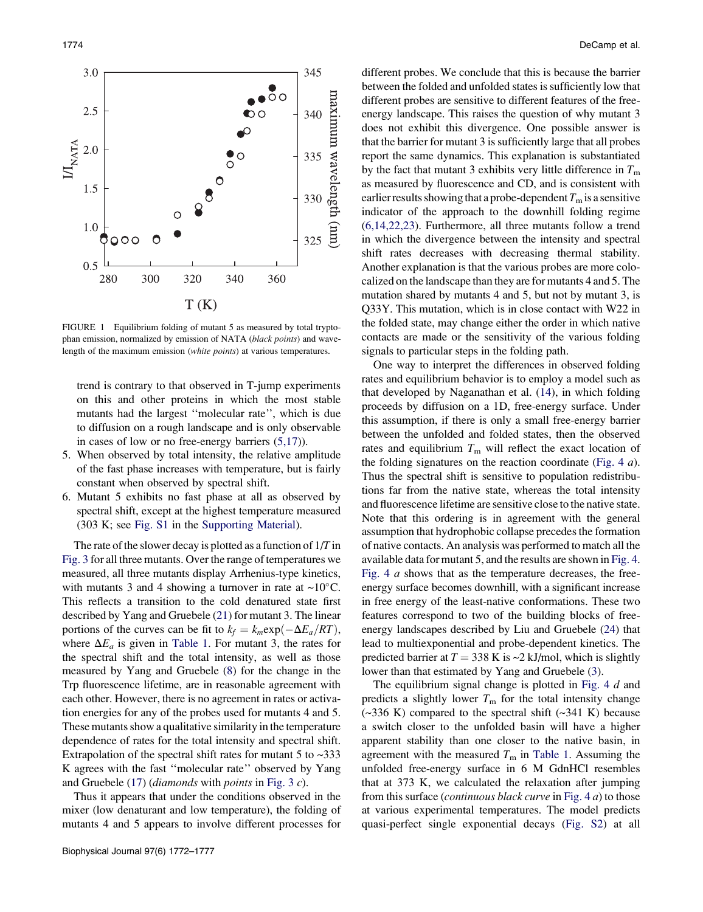FIGURE 1 Equilibrium folding of mutant 5 as measured by total tryptophan emission, normalized by emission of NATA (*black points*) and wavelength of the maximum emission (*white points*) at various temperatures.

trend is contrary to that observed in T-jump experiments on this and other proteins in which the most stable mutants had the largest ''molecular rate'', which is due to diffusion on a rough landscape and is only observable in cases of low or no free-energy barriers (5,17)).

5. When observed by total intensity, the relative amplitude of the fast phase increases with temperature, but is fairly constant when observed by spectral shift.
6. Mutant 5 exhibits no fast phase at all as observed by spectral shift, except at the highest temperature measured (303 K; see Fig. S1 in the Supporting Material).

The rate of the slower decay is plotted as a function of $1/T$ in Fig. 3 for all three mutants. Over the range of temperatures we measured, all three mutants display Arrhenius-type kinetics, with mutants 3 and 4 showing a turnover in rate at ~10°C. This reflects a transition to the cold denatured state first described by Yang and Gruebele (21) for mutant 3. The linear portions of the curves can be fit to $k_f = k_m \exp(-\Delta E_a/RT)$, where $\Delta E_a$ is given in Table 1. For mutant 3, the rates for the spectral shift and the total intensity, as well as those measured by Yang and Gruebele (8) for the change in the Trp fluorescence lifetime, are in reasonable agreement with each other. However, there is no agreement in rates or activation energies for any of the probes used for mutants 4 and 5. These mutants show a qualitative similarity in the temperature dependence of rates for the total intensity and spectral shift. Extrapolation of the spectral shift rates for mutant 5 to ~333 K agrees with the fast ''molecular rate'' observed by Yang and Gruebele (17) (*diamonds* with *points* in Fig. 3 *c*).

Thus it appears that under the conditions observed in the mixer (low denaturant and low temperature), the folding of mutants 4 and 5 appears to involve different processes for different probes. We conclude that this is because the barrier between the folded and unfolded states is sufficiently low that different probes are sensitive to different features of the free-energy landscape. This raises the question of why mutant 3 does not exhibit this divergence. One possible answer is that the barrier for mutant 3 is sufficiently large that all probes report the same dynamics. This explanation is substantiated by the fact that mutant 3 exhibits very little difference in $T_m$ as measured by fluorescence and CD, and is consistent with earlier results showing that a probe-dependent $T_m$ is a sensitive indicator of the approach to the downhill folding regime (6,14,22,23). Furthermore, all three mutants follow a trend in which the divergence between the intensity and spectral shift rates decreases with decreasing thermal stability. Another explanation is that the various probes are more colocalized on the landscape than they are for mutants 4 and 5. The mutation shared by mutants 4 and 5, but not by mutant 3, is Q33Y. This mutation, which is in close contact with W22 in the folded state, may change either the order in which native contacts are made or the sensitivity of the various folding signals to particular steps in the folding path.

One way to interpret the differences in observed folding rates and equilibrium behavior is to employ a model such as that developed by Naganathan et al. (14), in which folding proceeds by diffusion on a 1D, free-energy surface. Under this assumption, if there is only a small free-energy barrier between the unfolded and folded states, then the observed rates and equilibrium $T_m$ will reflect the exact location of the folding signatures on the reaction coordinate (Fig. 4 *a*). Thus the spectral shift is sensitive to population redistributions far from the native state, whereas the total intensity and fluorescence lifetime are sensitive close to the native state. Note that this ordering is in agreement with the general assumption that hydrophobic collapse precedes the formation of native contacts. An analysis was performed to match all the available data for mutant 5, and the results are shown in Fig. 4. Fig. 4 *a* shows that as the temperature decreases, the free-energy surface becomes downhill, with a significant increase in free energy of the least-native conformations. These two features correspond to two of the building blocks of free-energy landscapes described by Liu and Gruebele (24) that lead to multiexponential and probe-dependent kinetics. The predicted barrier at $T = 338$ K is ~2 kJ/mol, which is slightly lower than that estimated by Yang and Gruebele (3).

The equilibrium signal change is plotted in Fig. 4 *d* and predicts a slightly lower $T_m$ for the total intensity change (~336 K) compared to the spectral shift (~341 K) because a switch closer to the unfolded basin will have a higher apparent stability than one closer to the native basin, in agreement with the measured $T_m$ in Table 1. Assuming the unfolded free-energy surface in 6 M GdnHCl resembles that at 373 K, we calculated the relaxation after jumping from this surface (*continuous black curve* in Fig. 4 *a*) to those at various experimental temperatures. The model predicts quasi-perfect single exponential decays (Fig. S2) at all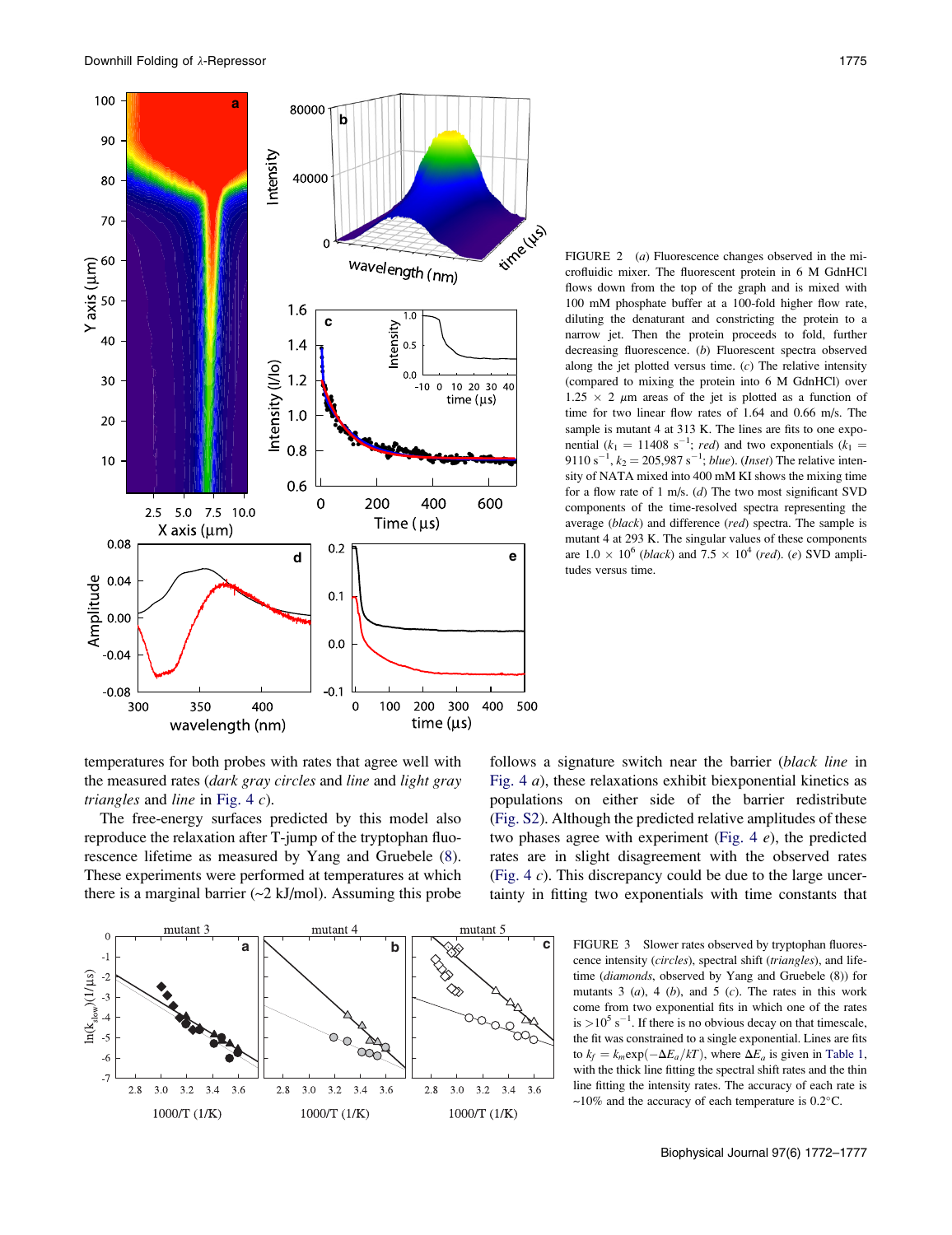FIGURE 2 (*a*) Fluorescence changes observed in the microfluidic mixer. The fluorescent protein in 6 M GdnHCl flows down from the top of the graph and is mixed with 100 mM phosphate buffer at a 100-fold higher flow rate, diluting the denaturant and constricting the protein to a narrow jet. Then the protein proceeds to fold, further decreasing fluorescence. (*b*) Fluorescent spectra observed along the jet plotted versus time. (*c*) The relative intensity (compared to mixing the protein into 6 M GdnHCl) over $1.25 \times 2$ $\mu$m areas of the jet is plotted as a function of time for two linear flow rates of 1.64 and 0.66 m/s. The sample is mutant 4 at 313 K. The lines are fits to one exponential ($k_1$ = 11408 s$^{-1}$; *red*) and two exponentials ($k_1$ = 9110 s$^{-1}$, $k_2$ = 205,987 s$^{-1}$; *blue*). (*Inset*) The relative intensity of NATA mixed into 400 mM KI shows the mixing time for a flow rate of 1 m/s. (*d*) The two most significant SVD components of the time-resolved spectra representing the average (*black*) and difference (*red*) spectra. The sample is mutant 4 at 293 K. The singular values of these components are $1.0 \times 10^6$ (*black*) and $7.5 \times 10^4$ (*red*). (*e*) SVD amplitudes versus time.

temperatures for both probes with rates that agree well with the measured rates (*dark gray circles* and *line* and *light gray triangles* and *line* in Fig. 4 *c*).

The free-energy surfaces predicted by this model also reproduce the relaxation after T-jump of the tryptophan fluorescence lifetime as measured by Yang and Gruebele (8). These experiments were performed at temperatures at which there is a marginal barrier (~2 kJ/mol). Assuming this probe follows a signature switch near the barrier (*black line* in Fig. 4 *a*), these relaxations exhibit biexponential kinetics as populations on either side of the barrier redistribute (Fig. S2). Although the predicted relative amplitudes of these two phases agree with experiment (Fig. 4 *e*), the predicted rates are in slight disagreement with the observed rates (Fig. 4 *c*). This discrepancy could be due to the large uncertainty in fitting two exponentials with time constants that

FIGURE 3 Slower rates observed by tryptophan fluorescence intensity (*circles*), spectral shift (*triangles*), and lifetime (*diamonds*, observed by Yang and Gruebele (8)) for mutants 3 (*a*), 4 (*b*), and 5 (*c*). The rates in this work come from two exponential fits in which one of the rates is $>10^5$ s$^{-1}$. If there is no obvious decay on that timescale, the fit was constrained to a single exponential. Lines are fits to $k_f = k_m \exp(-\Delta E_a/kT)$, where $\Delta E_a$ is given in Table 1, with the thick line fitting the spectral shift rates and the thin line fitting the intensity rates. The accuracy of each rate is ~10% and the accuracy of each temperature is 0.2°C.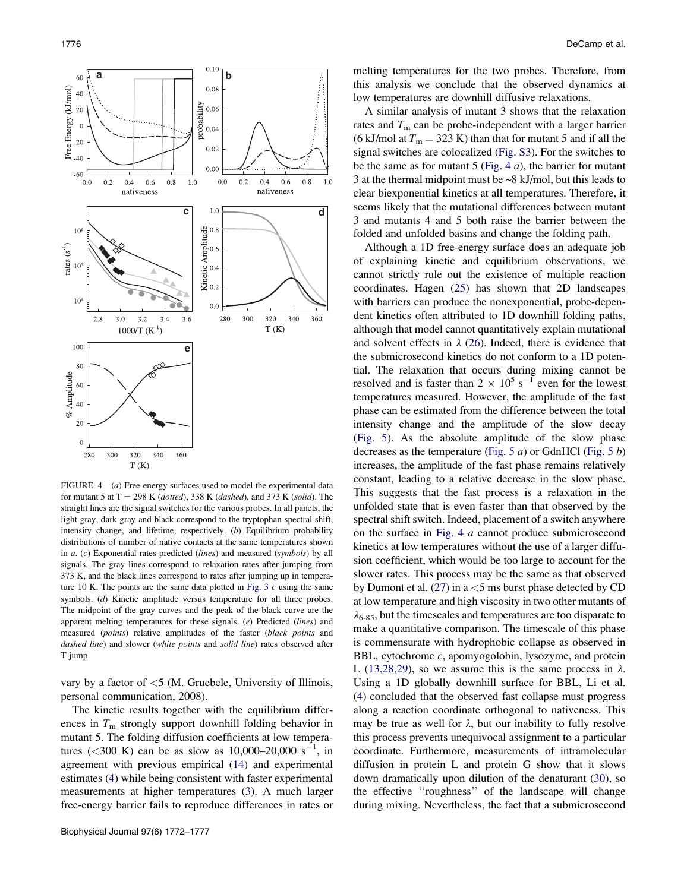FIGURE 4 (*a*) Free-energy surfaces used to model the experimental data for mutant 5 at T = 298 K (*dotted*), 338 K (*dashed*), and 373 K (*solid*). The straight lines are the signal switches for the various probes. In all panels, the light gray, dark gray and black correspond to the tryptophan spectral shift, intensity change, and lifetime, respectively. (*b*) Equilibrium probability distributions of number of native contacts at the same temperatures shown in *a*. (*c*) Exponential rates predicted (*lines*) and measured (*symbols*) by all signals. The gray lines correspond to relaxation rates after jumping from 373 K, and the black lines correspond to rates after jumping up in temperature 10 K. The points are the same data plotted in Fig. 3 *c* using the same symbols. (*d*) Kinetic amplitude versus temperature for all three probes. The midpoint of the gray curves and the peak of the black curve are the apparent melting temperatures for these signals. (*e*) Predicted (*lines*) and measured (*points*) relative amplitudes of the faster (*black points* and *dashed line*) and slower (*white points* and *solid line*) rates observed after T-jump.

vary by a factor of <5 (M. Gruebele, University of Illinois, personal communication, 2008).

The kinetic results together with the equilibrium differences in $T_m$ strongly support downhill folding behavior in mutant 5. The folding diffusion coefficients at low temperatures (<300 K) can be as slow as 10,000–20,000 $s^{-1}$, in agreement with previous empirical (14) and experimental estimates (4) while being consistent with faster experimental measurements at higher temperatures (3). A much larger free-energy barrier fails to reproduce differences in rates or melting temperatures for the two probes. Therefore, from this analysis we conclude that the observed dynamics at low temperatures are downhill diffusive relaxations.

A similar analysis of mutant 3 shows that the relaxation rates and $T_m$ can be probe-independent with a larger barrier (6 kJ/mol at $T_m = 323$ K) than that for mutant 5 and if all the signal switches are colocalized (Fig. S3). For the switches to be the same as for mutant 5 (Fig. 4 *a*), the barrier for mutant 3 at the thermal midpoint must be ~8 kJ/mol, but this leads to clear biexponential kinetics at all temperatures. Therefore, it seems likely that the mutational differences between mutant 3 and mutants 4 and 5 both raise the barrier between the folded and unfolded basins and change the folding path.

Although a 1D free-energy surface does an adequate job of explaining kinetic and equilibrium observations, we cannot strictly rule out the existence of multiple reaction coordinates. Hagen (25) has shown that 2D landscapes with barriers can produce the nonexponential, probe-dependent kinetics often attributed to 1D downhill folding paths, although that model cannot quantitatively explain mutational and solvent effects in $\lambda$ (26). Indeed, there is evidence that the submicrosecond kinetics do not conform to a 1D potential. The relaxation that occurs during mixing cannot be resolved and is faster than $2 \times 10^5$ $s^{-1}$ even for the lowest temperatures measured. However, the amplitude of the fast phase can be estimated from the difference between the total intensity change and the amplitude of the slow decay (Fig. 5). As the absolute amplitude of the slow phase decreases as the temperature (Fig. 5 *a*) or GdnHCl (Fig. 5 *b*) increases, the amplitude of the fast phase remains relatively constant, leading to a relative decrease in the slow phase. This suggests that the fast process is a relaxation in the unfolded state that is even faster than that observed by the spectral shift switch. Indeed, placement of a switch anywhere on the surface in Fig. 4 *a* cannot produce submicrosecond kinetics at low temperatures without the use of a larger diffusion coefficient, which would be too large to account for the slower rates. This process may be the same as that observed by Dumont et al. (27) in a <5 ms burst phase detected by CD at low temperature and high viscosity in two other mutants of $\lambda_{6\text{-}85}$, but the timescales and temperatures are too disparate to make a quantitative comparison. The timescale of this phase is commensurate with hydrophobic collapse as observed in BBL, cytochrome *c*, apomyogolobin, lysozyme, and protein L (13,28,29), so we assume this is the same process in $\lambda$. Using a 1D globally downhill surface for BBL, Li et al. (4) concluded that the observed fast collapse must progress along a reaction coordinate orthogonal to nativeness. This may be true as well for $\lambda$, but our inability to fully resolve this process prevents unequivocal assignment to a particular coordinate. Furthermore, measurements of intramolecular diffusion in protein L and protein G show that it slows down dramatically upon dilution of the denaturant (30), so the effective ''roughness'' of the landscape will change during mixing. Nevertheless, the fact that a submicrosecond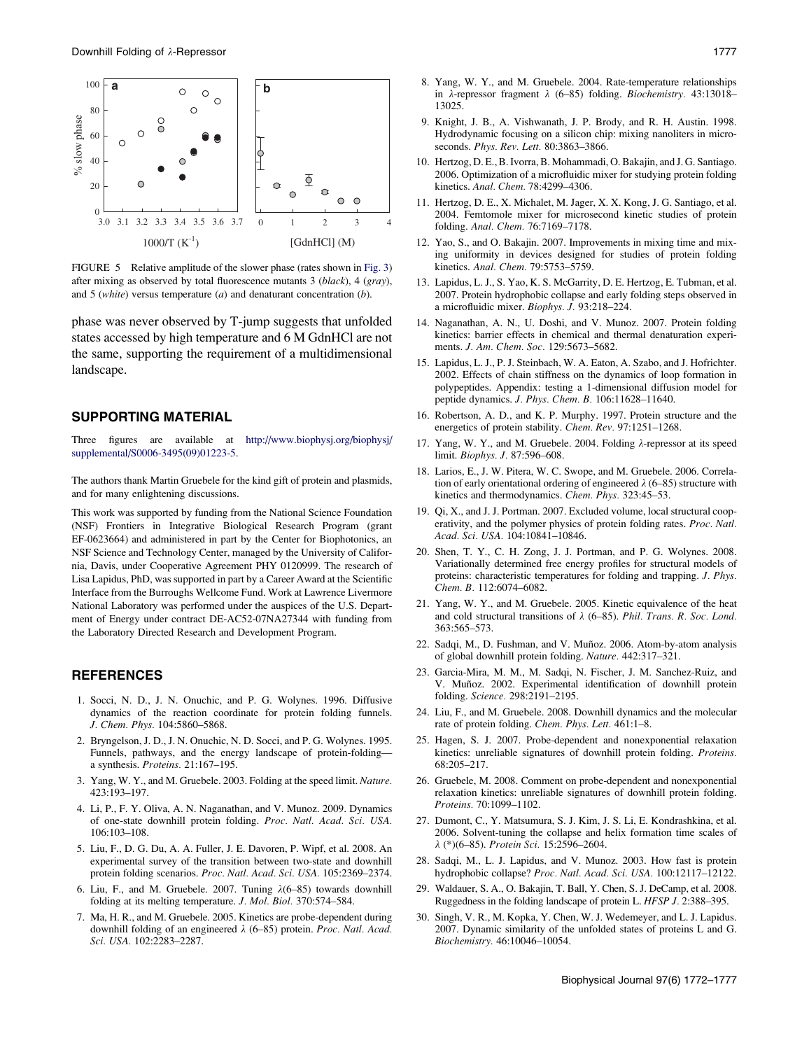a

100

80

60

40

20

0

% slow phase

3.0 3.1 3.2 3.3 3.4 3.5 3.6 3.7

1000/T (K$^{-1}$)

b

0 1 2 3 4

[GdnHCl] (M)

FIGURE 5 Relative amplitude of the slower phase (rates shown in Fig. 3) after mixing as observed by total fluorescence mutants 3 (*black*), 4 (*gray*), and 5 (*white*) versus temperature (*a*) and denaturant concentration (*b*).

phase was never observed by T-jump suggests that unfolded states accessed by high temperature and 6 M GdnHCl are not the same, supporting the requirement of a multidimensional landscape.

## SUPPORTING MATERIAL

Three figures are available at http://www.biophysj.org/biophysj/supplemental/S0006-3495(09)01223-5.

The authors thank Martin Gruebele for the kind gift of protein and plasmids, and for many enlightening discussions.

This work was supported by funding from the National Science Foundation (NSF) Frontiers in Integrative Biological Research Program (grant EF-0623664) and administered in part by the Center for Biophotonics, an NSF Science and Technology Center, managed by the University of California, Davis, under Cooperative Agreement PHY 0120999. The research of Lisa Lapidus, PhD, was supported in part by a Career Award at the Scientific Interface from the Burroughs Wellcome Fund. Work at Lawrence Livermore National Laboratory was performed under the auspices of the U.S. Department of Energy under contract DE-AC52-07NA27344 with funding from the Laboratory Directed Research and Development Program.

## REFERENCES

1. Socci, N. D., J. N. Onuchic, and P. G. Wolynes. 1996. Diffusive dynamics of the reaction coordinate for protein folding funnels. *J. Chem. Phys.* 104:5860–5868.
2. Bryngelson, J. D., J. N. Onuchic, N. D. Socci, and P. G. Wolynes. 1995. Funnels, pathways, and the energy landscape of protein-folding—a synthesis. *Proteins.* 21:167–195.
3. Yang, W. Y., and M. Gruebele. 2003. Folding at the speed limit. *Nature.* 423:193–197.
4. Li, P., F. Y. Oliva, A. N. Naganathan, and V. Munoz. 2009. Dynamics of one-state downhill protein folding. *Proc. Natl. Acad. Sci. USA.* 106:103–108.
5. Liu, F., D. G. Du, A. A. Fuller, J. E. Davoren, P. Wipf, et al. 2008. An experimental survey of the transition between two-state and downhill protein folding scenarios. *Proc. Natl. Acad. Sci. USA.* 105:2369–2374.
6. Liu, F., and M. Gruebele. 2007. Tuning λ(6–85) towards downhill folding at its melting temperature. *J. Mol. Biol.* 370:574–584.
7. Ma, H. R., and M. Gruebele. 2005. Kinetics are probe-dependent during downhill folding of an engineered λ (6–85) protein. *Proc. Natl. Acad. Sci. USA.* 102:2283–2287.
8. Yang, W. Y., and M. Gruebele. 2004. Rate-temperature relationships in λ-repressor fragment λ (6–85) folding. *Biochemistry.* 43:13018–13025.
9. Knight, J. B., A. Vishwanath, J. P. Brody, and R. H. Austin. 1998. Hydrodynamic focusing on a silicon chip: mixing nanoliters in microseconds. *Phys. Rev. Lett.* 80:3863–3866.
10. Hertzog, D. E., B. Ivorra, B. Mohammadi, O. Bakajin, and J. G. Santiago. 2006. Optimization of a microfluidic mixer for studying protein folding kinetics. *Anal. Chem.* 78:4299–4306.
11. Hertzog, D. E., X. Michalet, M. Jager, X. X. Kong, J. G. Santiago, et al. 2004. Femtomole mixer for microsecond kinetic studies of protein folding. *Anal. Chem.* 76:7169–7178.
12. Yao, S., and O. Bakajin. 2007. Improvements in mixing time and mixing uniformity in devices designed for studies of protein folding kinetics. *Anal. Chem.* 79:5753–5759.
13. Lapidus, L. J., S. Yao, K. S. McGarrity, D. E. Hertzog, E. Tubman, et al. 2007. Protein hydrophobic collapse and early folding steps observed in a microfluidic mixer. *Biophys. J.* 93:218–224.
14. Naganathan, A. N., U. Doshi, and V. Munoz. 2007. Protein folding kinetics: barrier effects in chemical and thermal denaturation experiments. *J. Am. Chem. Soc.* 129:5673–5682.
15. Lapidus, L. J., P. J. Steinbach, W. A. Eaton, A. Szabo, and J. Hofrichter. 2002. Effects of chain stiffness on the dynamics of loop formation in polypeptides. Appendix: testing a 1-dimensional diffusion model for peptide dynamics. *J. Phys. Chem. B.* 106:11628–11640.
16. Robertson, A. D., and K. P. Murphy. 1997. Protein structure and the energetics of protein stability. *Chem. Rev.* 97:1251–1268.
17. Yang, W. Y., and M. Gruebele. 2004. Folding λ-repressor at its speed limit. *Biophys. J.* 87:596–608.
18. Larios, E., J. W. Pitera, W. C. Swope, and M. Gruebele. 2006. Correlation of early orientational ordering of engineered λ (6–85) structure with kinetics and thermodynamics. *Chem. Phys.* 323:45–53.
19. Qi, X., and J. J. Portman. 2007. Excluded volume, local structural cooperativity, and the polymer physics of protein folding rates. *Proc. Natl. Acad. Sci. USA.* 104:10841–10846.
20. Shen, T. Y., C. H. Zong, J. J. Portman, and P. G. Wolynes. 2008. Variationally determined free energy profiles for structural models of proteins: characteristic temperatures for folding and trapping. *J. Phys. Chem. B.* 112:6074–6082.
21. Yang, W. Y., and M. Gruebele. 2005. Kinetic equivalence of the heat and cold structural transitions of λ (6–85). *Phil. Trans. R. Soc. Lond.* 363:565–573.
22. Sadqi, M., D. Fushman, and V. Muñoz. 2006. Atom-by-atom analysis of global downhill protein folding. *Nature.* 442:317–321.
23. Garcia-Mira, M. M., M. Sadqi, N. Fischer, J. M. Sanchez-Ruiz, and V. Muñoz. 2002. Experimental identification of downhill protein folding. *Science.* 298:2191–2195.
24. Liu, F., and M. Gruebele. 2008. Downhill dynamics and the molecular rate of protein folding. *Chem. Phys. Lett.* 461:1–8.
25. Hagen, S. J. 2007. Probe-dependent and nonexponential relaxation kinetics: unreliable signatures of downhill protein folding. *Proteins.* 68:205–217.
26. Gruebele, M. 2008. Comment on probe-dependent and nonexponential relaxation kinetics: unreliable signatures of downhill protein folding. *Proteins.* 70:1099–1102.
27. Dumont, C., Y. Matsumura, S. J. Kim, J. S. Li, E. Kondrashkina, et al. 2006. Solvent-tuning the collapse and helix formation time scales of λ (*)(6–85). *Protein Sci.* 15:2596–2604.
28. Sadqi, M., L. J. Lapidus, and V. Munoz. 2003. How fast is protein hydrophobic collapse? *Proc. Natl. Acad. Sci. USA.* 100:12117–12122.
29. Waldauer, S. A., O. Bakajin, T. Ball, Y. Chen, S. J. DeCamp, et al. 2008. Ruggedness in the folding landscape of protein L. *HFSP J.* 2:388–395.
30. Singh, V. R., M. Kopka, Y. Chen, W. J. Wedemeyer, and L. J. Lapidus. 2007. Dynamic similarity of the unfolded states of proteins L and G. *Biochemistry.* 46:10046–10054.